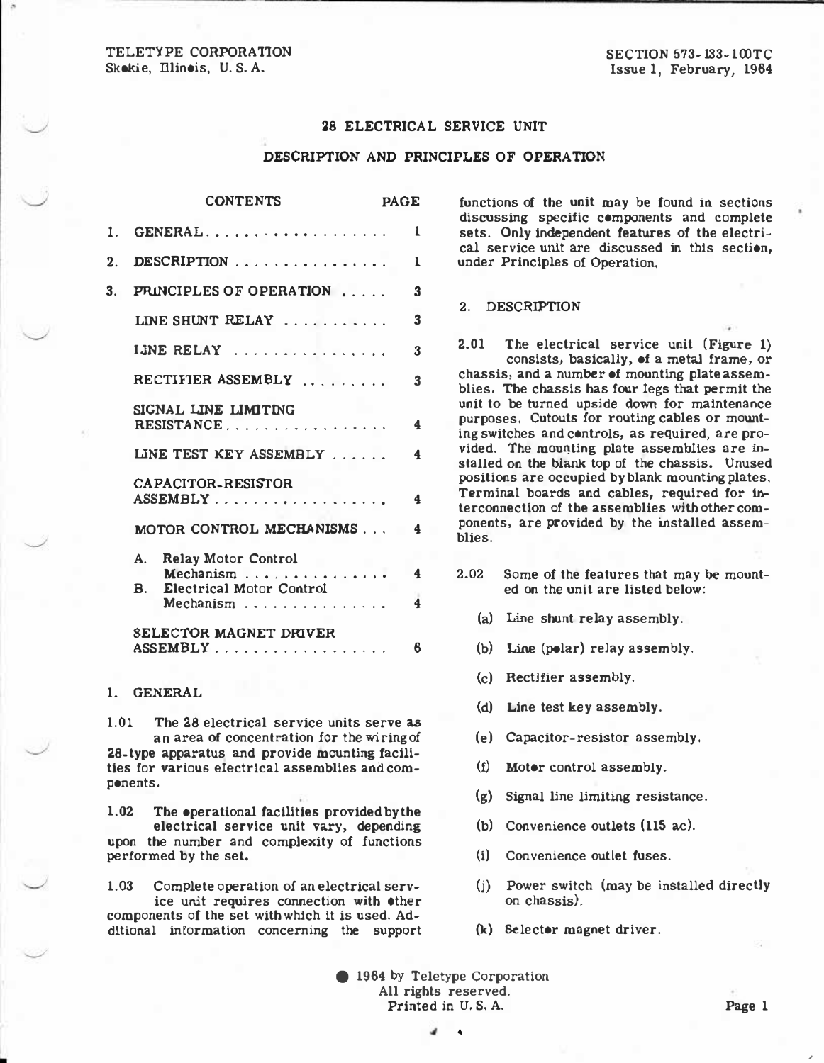TELETYPE CORPORATION
Skokie, Illinois, U. S. A.

SECTION 573-133-100TC
Issue 1, February, 1964

# 28 ELECTRICAL SERVICE UNIT

## DESCRIPTION AND PRINCIPLES OF OPERATION

| CONTENTS | PAGE |
|---|---|
| 1. GENERAL | 1 |
| 2. DESCRIPTION | 1 |
| 3. PRINCIPLES OF OPERATION | 3 |
| LINE SHUNT RELAY | 3 |
| LINE RELAY | 3 |
| RECTIFIER ASSEMBLY | 3 |
| SIGNAL LINE LIMITING RESISTANCE | 4 |
| LINE TEST KEY ASSEMBLY | 4 |
| CAPACITOR-RESISTOR ASSEMBLY | 4 |
| MOTOR CONTROL MECHANISMS | 4 |
| A. Relay Motor Control Mechanism | 4 |
| B. Electrical Motor Control Mechanism | 4 |
| SELECTOR MAGNET DRIVER ASSEMBLY | 6 |

## 1. GENERAL

1.01 The 28 electrical service units serve as an area of concentration for the wiring of 28-type apparatus and provide mounting facilities for various electrical assemblies and components.

1.02 The operational facilities provided by the electrical service unit vary, depending upon the number and complexity of functions performed by the set.

1.03 Complete operation of an electrical service unit requires connection with other components of the set with which it is used. Additional information concerning the support functions of the unit may be found in sections discussing specific components and complete sets. Only independent features of the electrical service unit are discussed in this section, under Principles of Operation.

## 2. DESCRIPTION

2.01 The electrical service unit (Figure 1) consists, basically, of a metal frame, or chassis, and a number of mounting plate assemblies. The chassis has four legs that permit the unit to be turned upside down for maintenance purposes. Cutouts for routing cables or mounting switches and controls, as required, are provided. The mounting plate assemblies are installed on the blank top of the chassis. Unused positions are occupied by blank mounting plates. Terminal boards and cables, required for interconnection of the assemblies with other components, are provided by the installed assemblies.

2.02 Some of the features that may be mounted on the unit are listed below:

(a) Line shunt relay assembly.

(b) Line (polar) relay assembly.

(c) Rectifier assembly.

(d) Line test key assembly.

(e) Capacitor-resistor assembly.

(f) Motor control assembly.

(g) Signal line limiting resistance.

(h) Convenience outlets (115 ac).

(i) Convenience outlet fuses.

(j) Power switch (may be installed directly on chassis).

(k) Selector magnet driver.

© 1964 by Teletype Corporation
All rights reserved.
Printed in U. S. A.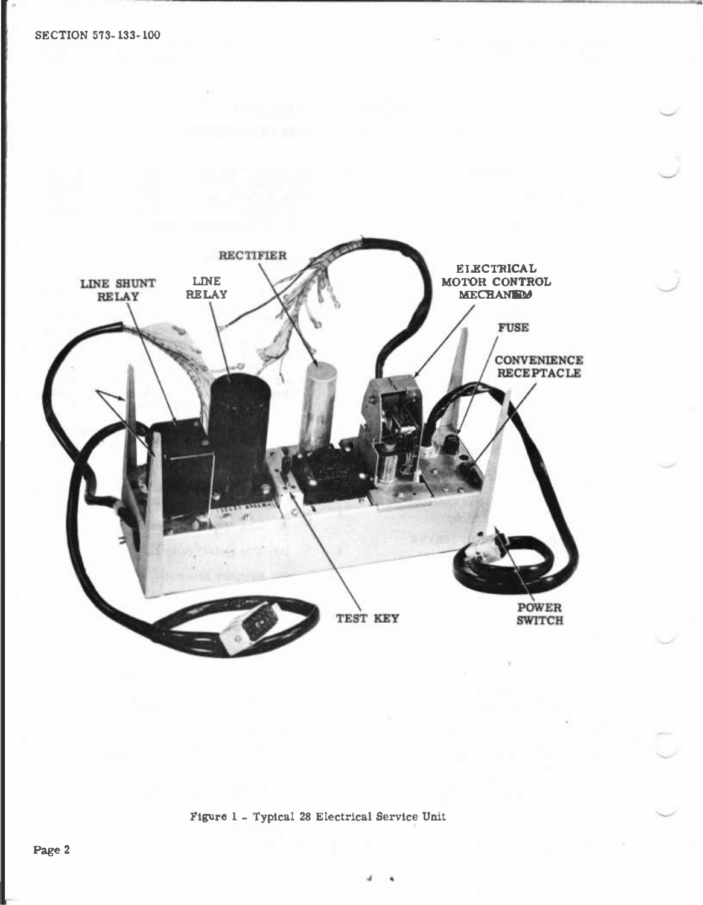Figure 1 - Typical 28 Electrical Service Unit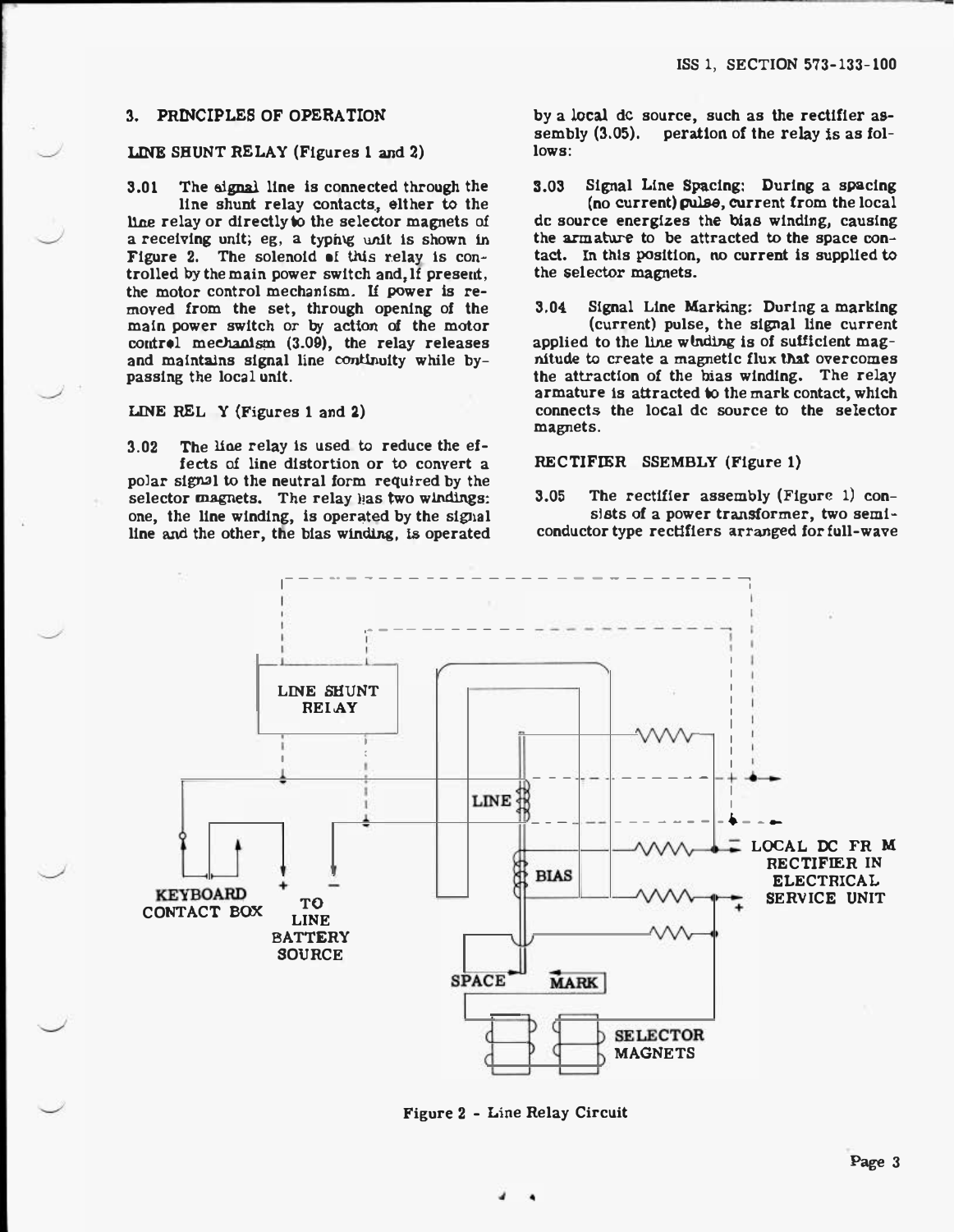## 3. PRINCIPLES OF OPERATION

### LINE SHUNT RELAY (Figures 1 and 2)

3.01 The signal line is connected through the line shunt relay contacts, either to the line relay or directly to the selector magnets of a receiving unit; eg, a typing unit is shown in Figure 2. The solenoid of this relay is controlled by the main power switch and, if present, the motor control mechanism. If power is removed from the set, through opening of the main power switch or by action of the motor control mechanism (3.09), the relay releases and maintains signal line continuity while bypassing the local unit.

### LINE RELAY (Figures 1 and 2)

3.02 The line relay is used to reduce the effects of line distortion or to convert a polar signal to the neutral form required by the selector magnets. The relay has two windings: one, the line winding, is operated by the signal line and the other, the bias winding, is operated by a local dc source, such as the rectifier assembly (3.05). Operation of the relay is as follows:

3.03 Signal Line Spacing: During a spacing (no current) pulse, current from the local dc source energizes the bias winding, causing the armature to be attracted to the space contact. In this position, no current is supplied to the selector magnets.

3.04 Signal Line Marking: During a marking (current) pulse, the signal line current applied to the line winding is of sufficient magnitude to create a magnetic flux that overcomes the attraction of the bias winding. The relay armature is attracted to the mark contact, which connects the local dc source to the selector magnets.

### RECTIFIER ASSEMBLY (Figure 1)

3.05 The rectifier assembly (Figure 1) consists of a power transformer, two semiconductor type rectifiers arranged for full-wave

Figure 2 - Line Relay Circuit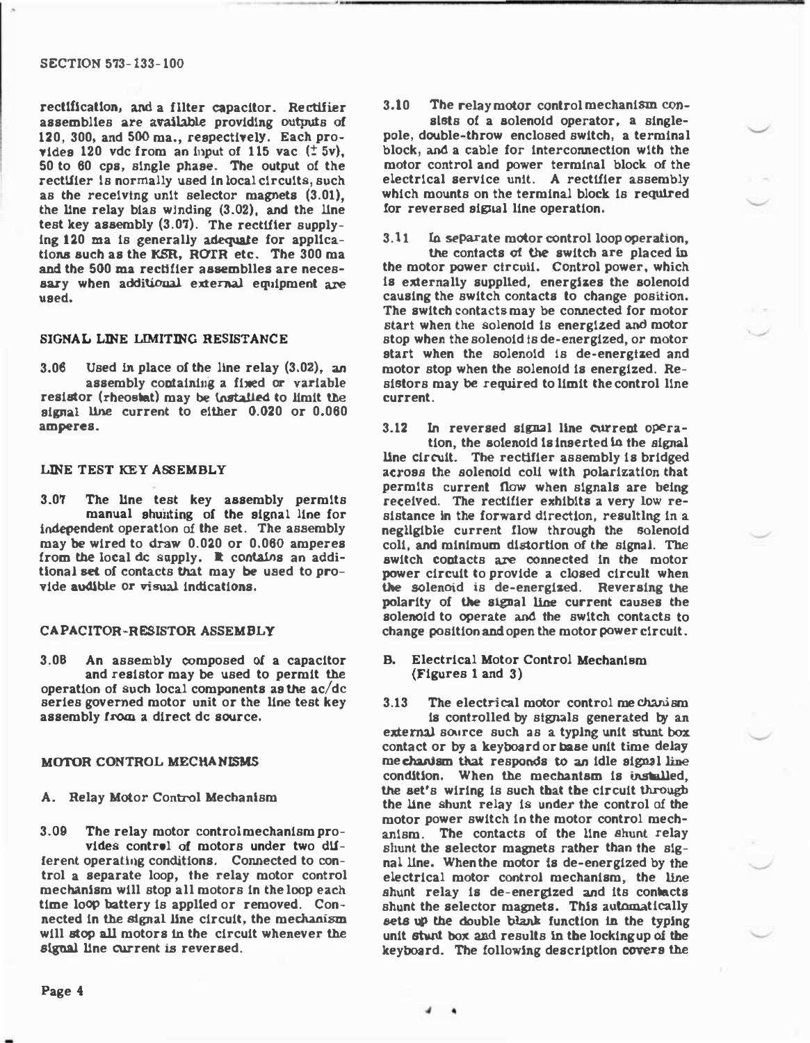rectification, and a filter capacitor. Rectifier assemblies are available providing outputs of 120, 300, and 500 ma., respectively. Each provides 120 vdc from an input of 115 vac (± 5v), 50 to 60 cps, single phase. The output of the rectifier is normally used in local circuits, such as the receiving unit selector magnets (3.01), the line relay bias winding (3.02), and the line test key assembly (3.07). The rectifier supplying 120 ma is generally adequate for applications such as the KSR, ROTR etc. The 300 ma and the 500 ma rectifier assemblies are necessary when additional external equipment are used.

## SIGNAL LINE LIMITING RESISTANCE

3.06 Used in place of the line relay (3.02), an assembly containing a fixed or variable resistor (rheostat) may be installed to limit the signal line current to either 0.020 or 0.060 amperes.

## LINE TEST KEY ASSEMBLY

3.07 The line test key assembly permits manual shunting of the signal line for independent operation of the set. The assembly may be wired to draw 0.020 or 0.060 amperes from the local dc supply. It contains an additional set of contacts that may be used to provide audible or visual indications.

## CAPACITOR-RESISTOR ASSEMBLY

3.08 An assembly composed of a capacitor and resistor may be used to permit the operation of such local components as the ac/dc series governed motor unit or the line test key assembly from a direct dc source.

## MOTOR CONTROL MECHANISMS

### A. Relay Motor Control Mechanism

3.09 The relay motor control mechanism provides control of motors under two different operating conditions. Connected to control a separate loop, the relay motor control mechanism will stop all motors in the loop each time loop battery is applied or removed. Connected in the signal line circuit, the mechanism will stop all motors in the circuit whenever the signal line current is reversed.

3.10 The relay motor control mechanism consists of a solenoid operator, a single-pole, double-throw enclosed switch, a terminal block, and a cable for interconnection with the motor control and power terminal block of the electrical service unit. A rectifier assembly which mounts on the terminal block is required for reversed signal line operation.

3.11 In separate motor control loop operation, the contacts of the switch are placed in the motor power circuit. Control power, which is externally supplied, energizes the solenoid causing the switch contacts to change position. The switch contacts may be connected for motor start when the solenoid is energized and motor stop when the solenoid is de-energized, or motor start when the solenoid is de-energized and motor stop when the solenoid is energized. Resistors may be required to limit the control line current.

3.12 In reversed signal line current operation, the solenoid is inserted in the signal line circuit. The rectifier assembly is bridged across the solenoid coil with polarization that permits current flow when signals are being received. The rectifier exhibits a very low resistance in the forward direction, resulting in a negligible current flow through the solenoid coil, and minimum distortion of the signal. The switch contacts are connected in the motor power circuit to provide a closed circuit when the solenoid is de-energized. Reversing the polarity of the signal line current causes the solenoid to operate and the switch contacts to change position and open the motor power circuit.

### B. Electrical Motor Control Mechanism (Figures 1 and 3)

3.13 The electrical motor control mechanism is controlled by signals generated by an external source such as a typing unit stunt box contact or by a keyboard or base unit time delay mechanism that responds to an idle signal line condition. When the mechanism is installed, the set's wiring is such that the circuit through the line shunt relay is under the control of the motor power switch in the motor control mechanism. The contacts of the line shunt relay shunt the selector magnets rather than the signal line. When the motor is de-energized by the electrical motor control mechanism, the line shunt relay is de-energized and its contacts shunt the selector magnets. This automatically sets up the double blank function in the typing unit stunt box and results in the locking up of the keyboard. The following description covers the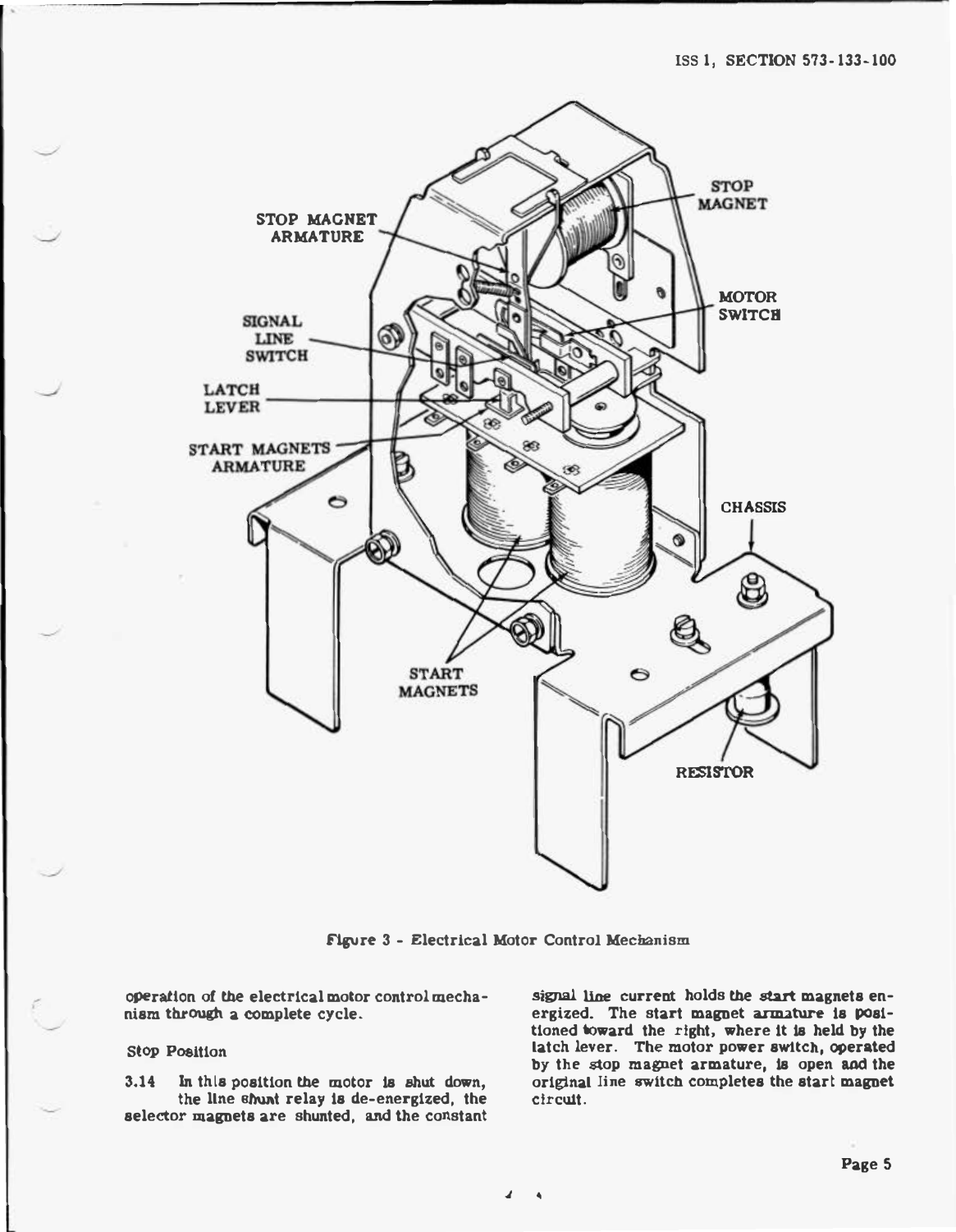Figure 3 - Electrical Motor Control Mechanism

operation of the electrical motor control mechanism through a complete cycle.

Stop Position

3.14 In this position the motor is shut down, the line shunt relay is de-energized, the selector magnets are shunted, and the constant signal line current holds the start magnets energized. The start magnet armature is positioned toward the right, where it is held by the latch lever. The motor power switch, operated by the stop magnet armature, is open and the original line switch completes the start magnet circuit.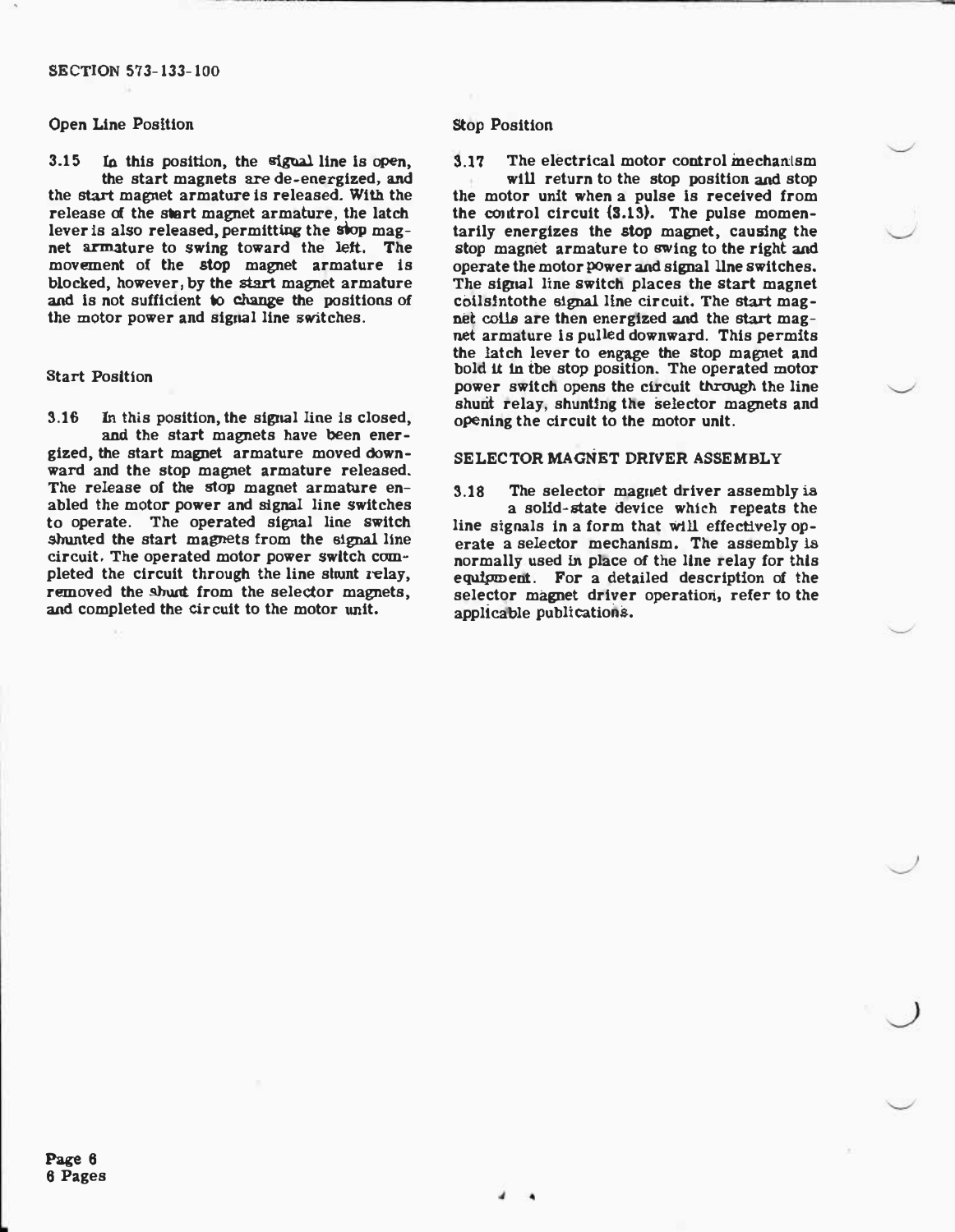### Open Line Position

3.15 In this position, the signal line is open, the start magnets are de-energized, and the start magnet armature is released. With the release of the start magnet armature, the latch lever is also released, permitting the stop magnet armature to swing toward the left. The movement of the stop magnet armature is blocked, however, by the start magnet armature and is not sufficient to change the positions of the motor power and signal line switches.

### Start Position

3.16 In this position, the signal line is closed, and the start magnets have been energized, the start magnet armature moved downward and the stop magnet armature released. The release of the stop magnet armature enabled the motor power and signal line switches to operate. The operated signal line switch shunted the start magnets from the signal line circuit. The operated motor power switch completed the circuit through the line shunt relay, removed the shunt from the selector magnets, and completed the circuit to the motor unit.

### Stop Position

3.17 The electrical motor control mechanism will return to the stop position and stop the motor unit when a pulse is received from the control circuit (3.13). The pulse momentarily energizes the stop magnet, causing the stop magnet armature to swing to the right and operate the motor power and signal line switches. The signal line switch places the start magnet coils into the signal line circuit. The start magnet coils are then energized and the start magnet armature is pulled downward. This permits the latch lever to engage the stop magnet and hold it in the stop position. The operated motor power switch opens the circuit through the line shunt relay, shunting the selector magnets and opening the circuit to the motor unit.

## SELECTOR MAGNET DRIVER ASSEMBLY

3.18 The selector magnet driver assembly is a solid-state device which repeats the line signals in a form that will effectively operate a selector mechanism. The assembly is normally used in place of the line relay for this equipment. For a detailed description of the selector magnet driver operation, refer to the applicable publications.